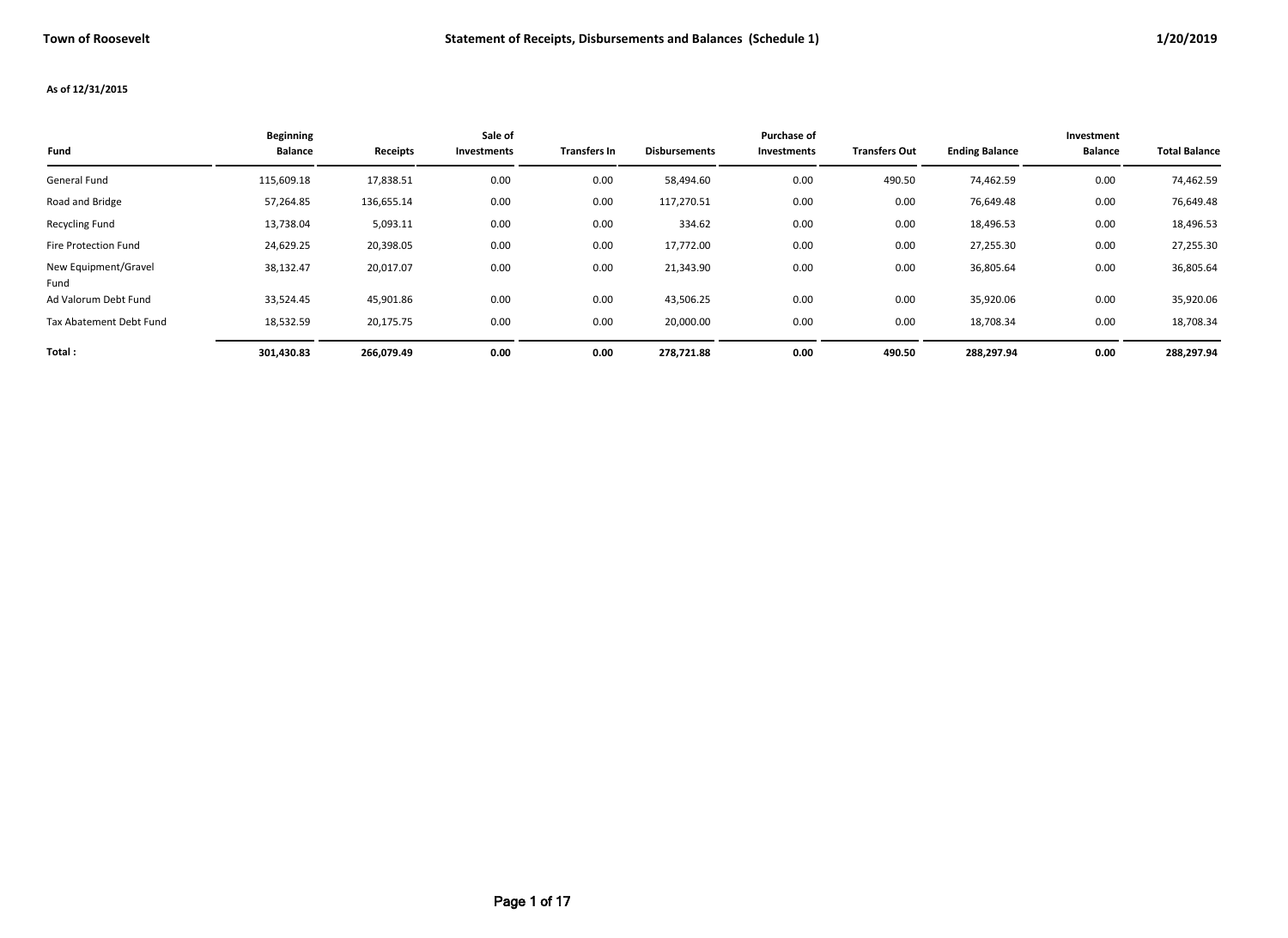**Town of Roosevelt** | **Statement of Receipts, Disbursements and Balances (Schedule 1)** | **1/20/2019**

**As of 12/31/2015**

| Fund | Beginning Balance | Receipts | Sale of Investments | Transfers In | Disbursements | Purchase of Investments | Transfers Out | Ending Balance | Investment Balance | Total Balance |
|---|---|---|---|---|---|---|---|---|---|---|
| General Fund | 115,609.18 | 17,838.51 | 0.00 | 0.00 | 58,494.60 | 0.00 | 490.50 | 74,462.59 | 0.00 | 74,462.59 |
| Road and Bridge | 57,264.85 | 136,655.14 | 0.00 | 0.00 | 117,270.51 | 0.00 | 0.00 | 76,649.48 | 0.00 | 76,649.48 |
| Recycling Fund | 13,738.04 | 5,093.11 | 0.00 | 0.00 | 334.62 | 0.00 | 0.00 | 18,496.53 | 0.00 | 18,496.53 |
| Fire Protection Fund | 24,629.25 | 20,398.05 | 0.00 | 0.00 | 17,772.00 | 0.00 | 0.00 | 27,255.30 | 0.00 | 27,255.30 |
| New Equipment/Gravel Fund | 38,132.47 | 20,017.07 | 0.00 | 0.00 | 21,343.90 | 0.00 | 0.00 | 36,805.64 | 0.00 | 36,805.64 |
| Ad Valorum Debt Fund | 33,524.45 | 45,901.86 | 0.00 | 0.00 | 43,506.25 | 0.00 | 0.00 | 35,920.06 | 0.00 | 35,920.06 |
| Tax Abatement Debt Fund | 18,532.59 | 20,175.75 | 0.00 | 0.00 | 20,000.00 | 0.00 | 0.00 | 18,708.34 | 0.00 | 18,708.34 |
| **Total :** | **301,430.83** | **266,079.49** | **0.00** | **0.00** | **278,721.88** | **0.00** | **490.50** | **288,297.94** | **0.00** | **288,297.94** |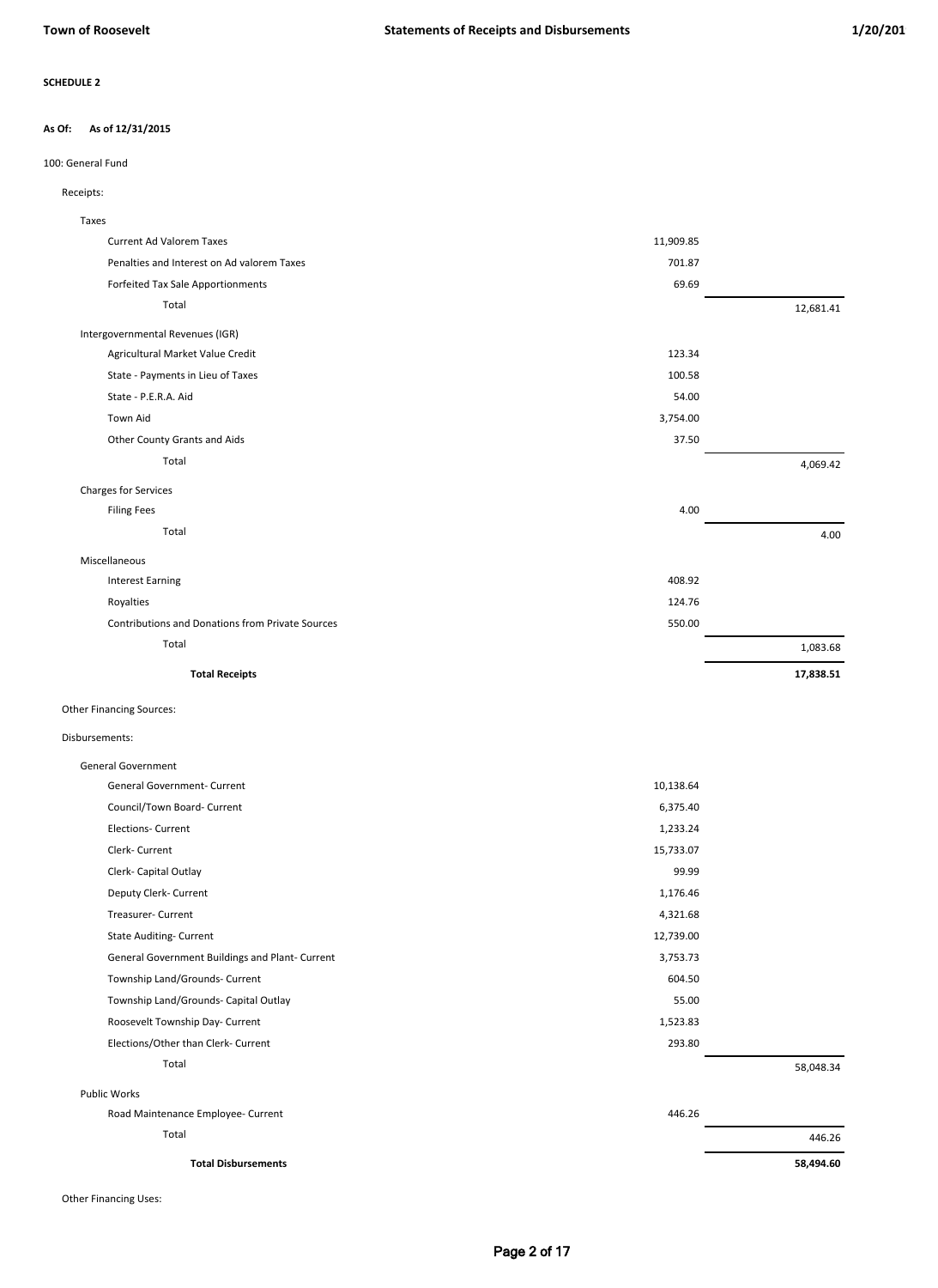**SCHEDULE 2**

**As Of: As of 12/31/2015**

100: General Fund

Receipts:

| | | |
|---|---|---|
| **Taxes** | | |
| Current Ad Valorem Taxes | 11,909.85 | |
| Penalties and Interest on Ad valorem Taxes | 701.87 | |
| Forfeited Tax Sale Apportionments | 69.69 | |
| Total | | 12,681.41 |
| **Intergovernmental Revenues (IGR)** | | |
| Agricultural Market Value Credit | 123.34 | |
| State - Payments in Lieu of Taxes | 100.58 | |
| State - P.E.R.A. Aid | 54.00 | |
| Town Aid | 3,754.00 | |
| Other County Grants and Aids | 37.50 | |
| Total | | 4,069.42 |
| **Charges for Services** | | |
| Filing Fees | 4.00 | |
| Total | | 4.00 |
| **Miscellaneous** | | |
| Interest Earning | 408.92 | |
| Royalties | 124.76 | |
| Contributions and Donations from Private Sources | 550.00 | |
| Total | | 1,083.68 |
| **Total Receipts** | | **17,838.51** |

Other Financing Sources:

Disbursements:

| | | |
|---|---|---|
| **General Government** | | |
| General Government- Current | 10,138.64 | |
| Council/Town Board- Current | 6,375.40 | |
| Elections- Current | 1,233.24 | |
| Clerk- Current | 15,733.07 | |
| Clerk- Capital Outlay | 99.99 | |
| Deputy Clerk- Current | 1,176.46 | |
| Treasurer- Current | 4,321.68 | |
| State Auditing- Current | 12,739.00 | |
| General Government Buildings and Plant- Current | 3,753.73 | |
| Township Land/Grounds- Current | 604.50 | |
| Township Land/Grounds- Capital Outlay | 55.00 | |
| Roosevelt Township Day- Current | 1,523.83 | |
| Elections/Other than Clerk- Current | 293.80 | |
| Total | | 58,048.34 |
| **Public Works** | | |
| Road Maintenance Employee- Current | 446.26 | |
| Total | | 446.26 |
| **Total Disbursements** | | **58,494.60** |

Other Financing Uses: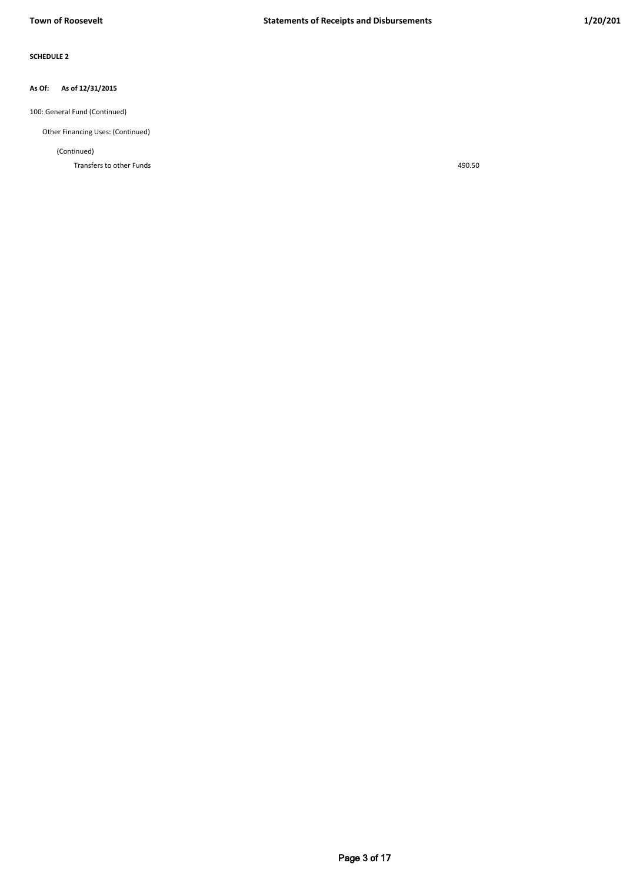**SCHEDULE 2**

**As Of: As of 12/31/2015**

100: General Fund (Continued)

Other Financing Uses: (Continued)

(Continued)

| | |
|---|---|
| Transfers to other Funds | 490.50 |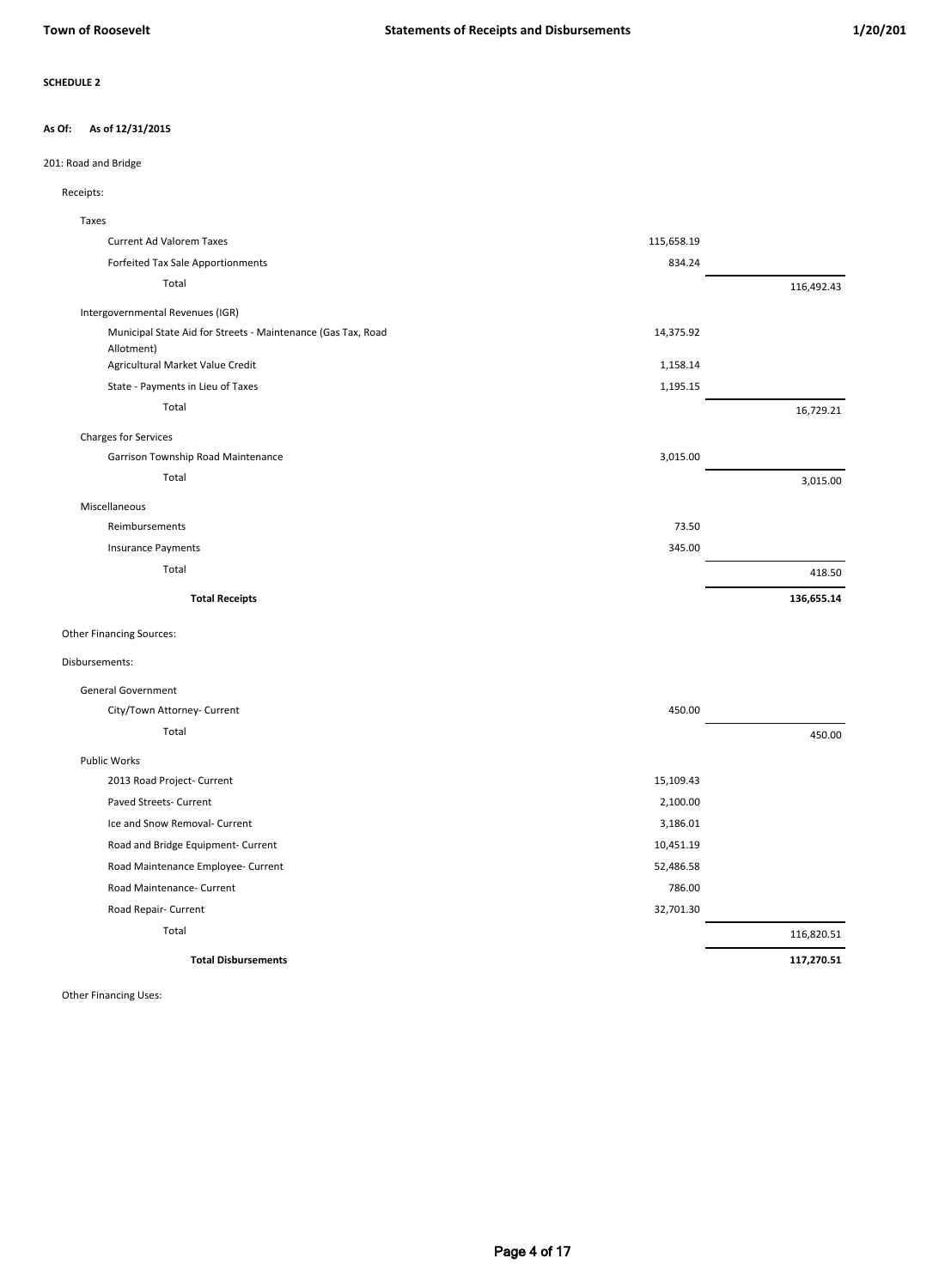**SCHEDULE 2**

**As Of: As of 12/31/2015**

201: Road and Bridge

Receipts:

| | | |
|---|---|---|
| **Taxes** | | |
| Current Ad Valorem Taxes | 115,658.19 | |
| Forfeited Tax Sale Apportionments | 834.24 | |
| Total | | 116,492.43 |
| **Intergovernmental Revenues (IGR)** | | |
| Municipal State Aid for Streets - Maintenance (Gas Tax, Road Allotment) | 14,375.92 | |
| Agricultural Market Value Credit | 1,158.14 | |
| State - Payments in Lieu of Taxes | 1,195.15 | |
| Total | | 16,729.21 |
| **Charges for Services** | | |
| Garrison Township Road Maintenance | 3,015.00 | |
| Total | | 3,015.00 |
| **Miscellaneous** | | |
| Reimbursements | 73.50 | |
| Insurance Payments | 345.00 | |
| Total | | 418.50 |
| **Total Receipts** | | **136,655.14** |

Other Financing Sources:

Disbursements:

| | | |
|---|---|---|
| **General Government** | | |
| City/Town Attorney- Current | 450.00 | |
| Total | | 450.00 |
| **Public Works** | | |
| 2013 Road Project- Current | 15,109.43 | |
| Paved Streets- Current | 2,100.00 | |
| Ice and Snow Removal- Current | 3,186.01 | |
| Road and Bridge Equipment- Current | 10,451.19 | |
| Road Maintenance Employee- Current | 52,486.58 | |
| Road Maintenance- Current | 786.00 | |
| Road Repair- Current | 32,701.30 | |
| Total | | 116,820.51 |
| **Total Disbursements** | | **117,270.51** |

Other Financing Uses: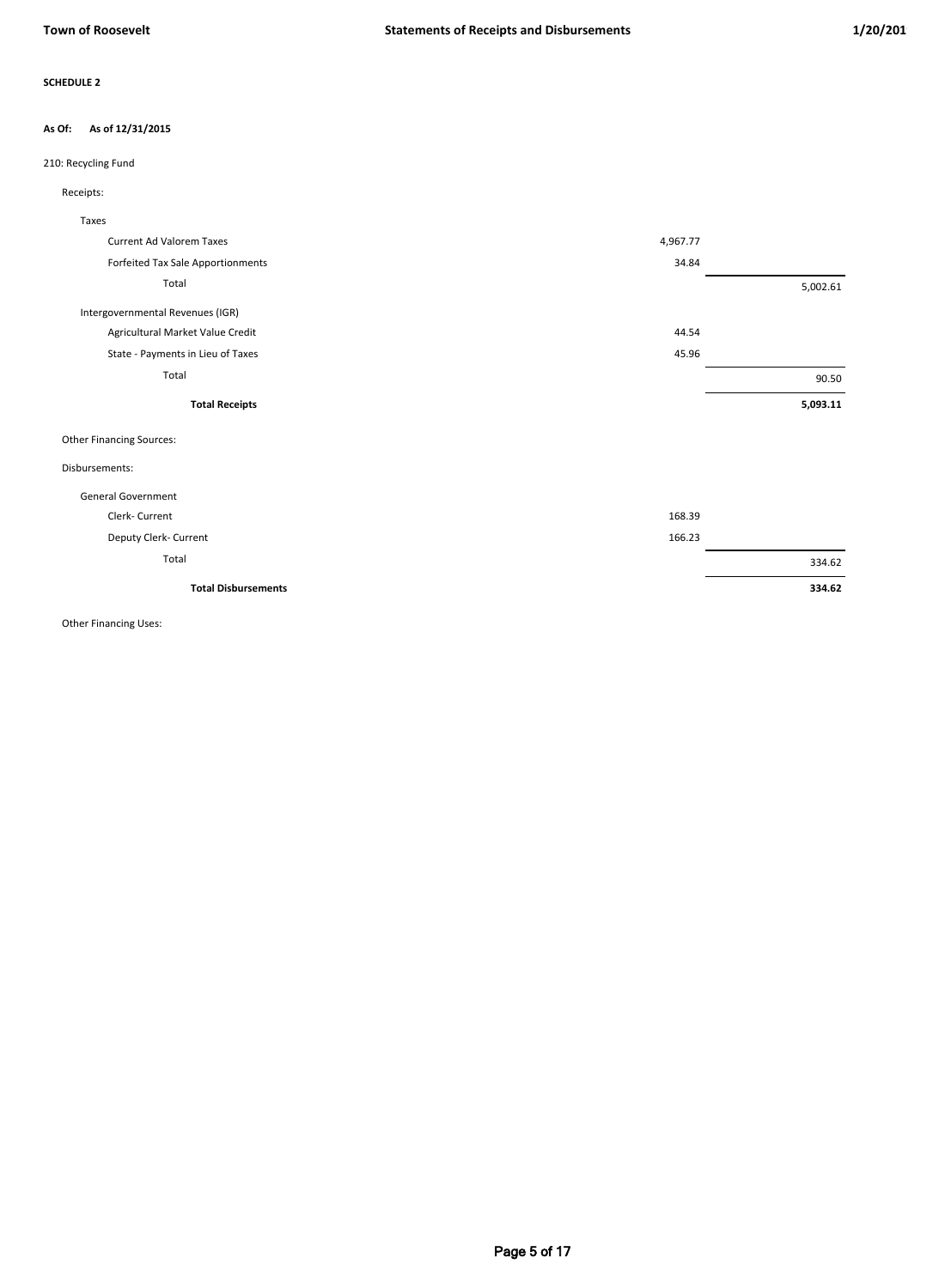**SCHEDULE 2**

**As Of: As of 12/31/2015**

210: Recycling Fund

| | | |
|---|---|---|
| Receipts: | | |
| Taxes | | |
| Current Ad Valorem Taxes | 4,967.77 | |
| Forfeited Tax Sale Apportionments | 34.84 | |
| Total | | 5,002.61 |
| Intergovernmental Revenues (IGR) | | |
| Agricultural Market Value Credit | 44.54 | |
| State - Payments in Lieu of Taxes | 45.96 | |
| Total | | 90.50 |
| **Total Receipts** | | **5,093.11** |
| Other Financing Sources: | | |
| Disbursements: | | |
| General Government | | |
| Clerk- Current | 168.39 | |
| Deputy Clerk- Current | 166.23 | |
| Total | | 334.62 |
| **Total Disbursements** | | **334.62** |
| Other Financing Uses: | | |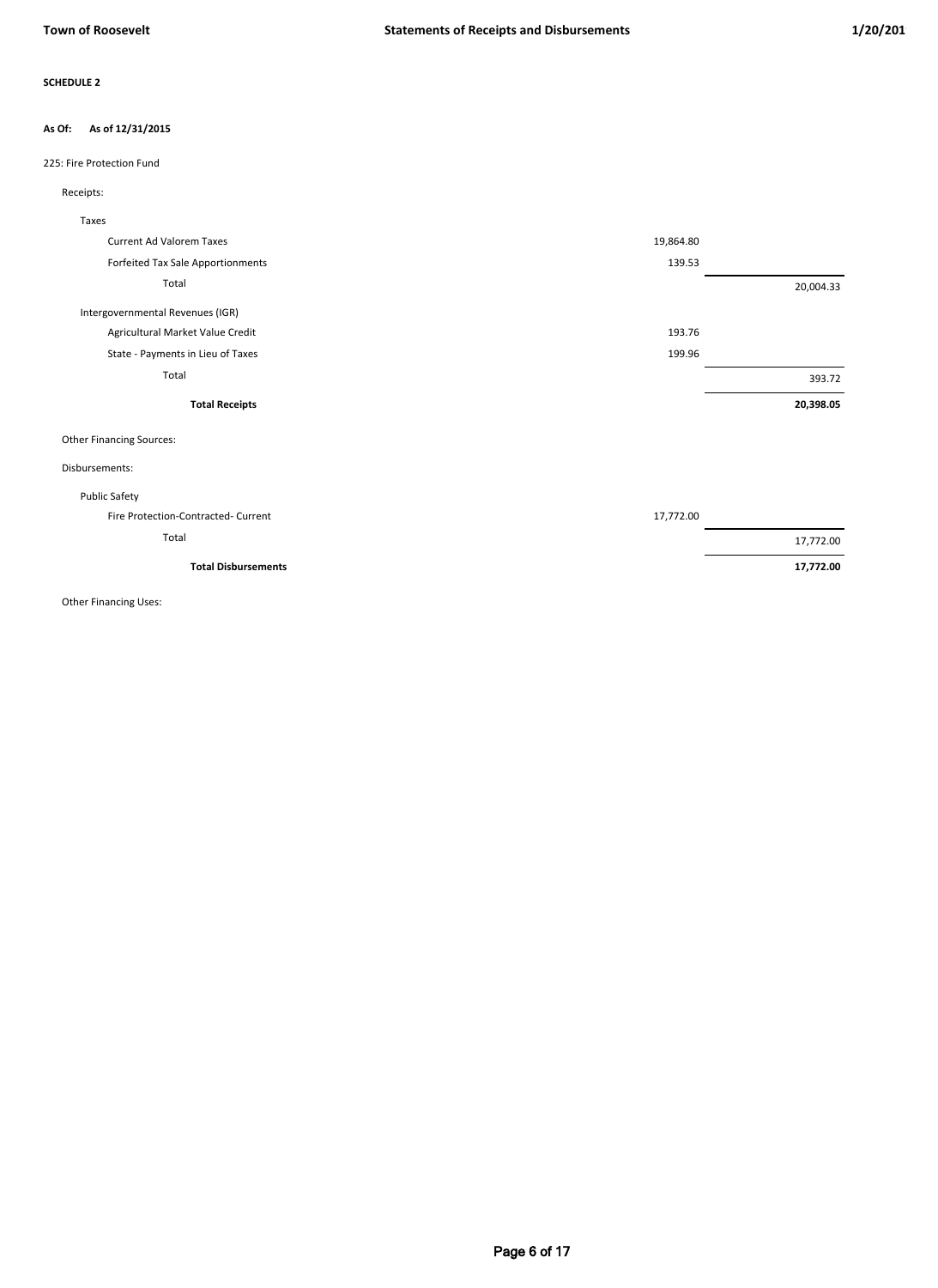**SCHEDULE 2**

**As Of: As of 12/31/2015**

225: Fire Protection Fund

Receipts:

| | | |
|---|---|---|
| Taxes | | |
| Current Ad Valorem Taxes | 19,864.80 | |
| Forfeited Tax Sale Apportionments | 139.53 | |
| Total | | 20,004.33 |
| Intergovernmental Revenues (IGR) | | |
| Agricultural Market Value Credit | 193.76 | |
| State - Payments in Lieu of Taxes | 199.96 | |
| Total | | 393.72 |
| **Total Receipts** | | **20,398.05** |

Other Financing Sources:

Disbursements:

| | | |
|---|---|---|
| Public Safety | | |
| Fire Protection-Contracted- Current | 17,772.00 | |
| Total | | 17,772.00 |
| **Total Disbursements** | | **17,772.00** |

Other Financing Uses: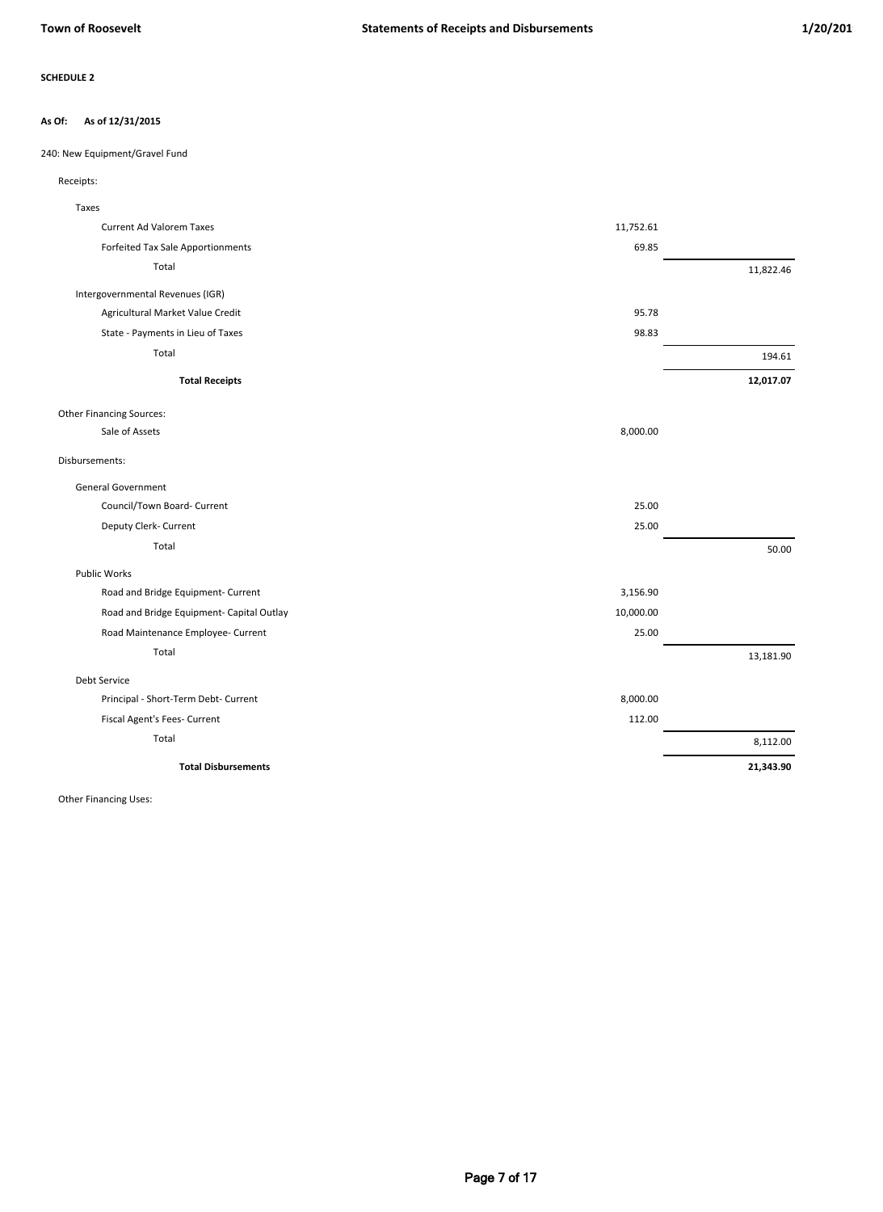**SCHEDULE 2**

**As Of: As of 12/31/2015**

240: New Equipment/Gravel Fund

| | | |
|---|---|---|
| Receipts: | | |
| Taxes | | |
| Current Ad Valorem Taxes | 11,752.61 | |
| Forfeited Tax Sale Apportionments | 69.85 | |
| Total | | 11,822.46 |
| Intergovernmental Revenues (IGR) | | |
| Agricultural Market Value Credit | 95.78 | |
| State - Payments in Lieu of Taxes | 98.83 | |
| Total | | 194.61 |
| **Total Receipts** | | **12,017.07** |
| Other Financing Sources: | | |
| Sale of Assets | 8,000.00 | |
| Disbursements: | | |
| General Government | | |
| Council/Town Board- Current | 25.00 | |
| Deputy Clerk- Current | 25.00 | |
| Total | | 50.00 |
| Public Works | | |
| Road and Bridge Equipment- Current | 3,156.90 | |
| Road and Bridge Equipment- Capital Outlay | 10,000.00 | |
| Road Maintenance Employee- Current | 25.00 | |
| Total | | 13,181.90 |
| Debt Service | | |
| Principal - Short-Term Debt- Current | 8,000.00 | |
| Fiscal Agent's Fees- Current | 112.00 | |
| Total | | 8,112.00 |
| **Total Disbursements** | | **21,343.90** |
| Other Financing Uses: | | |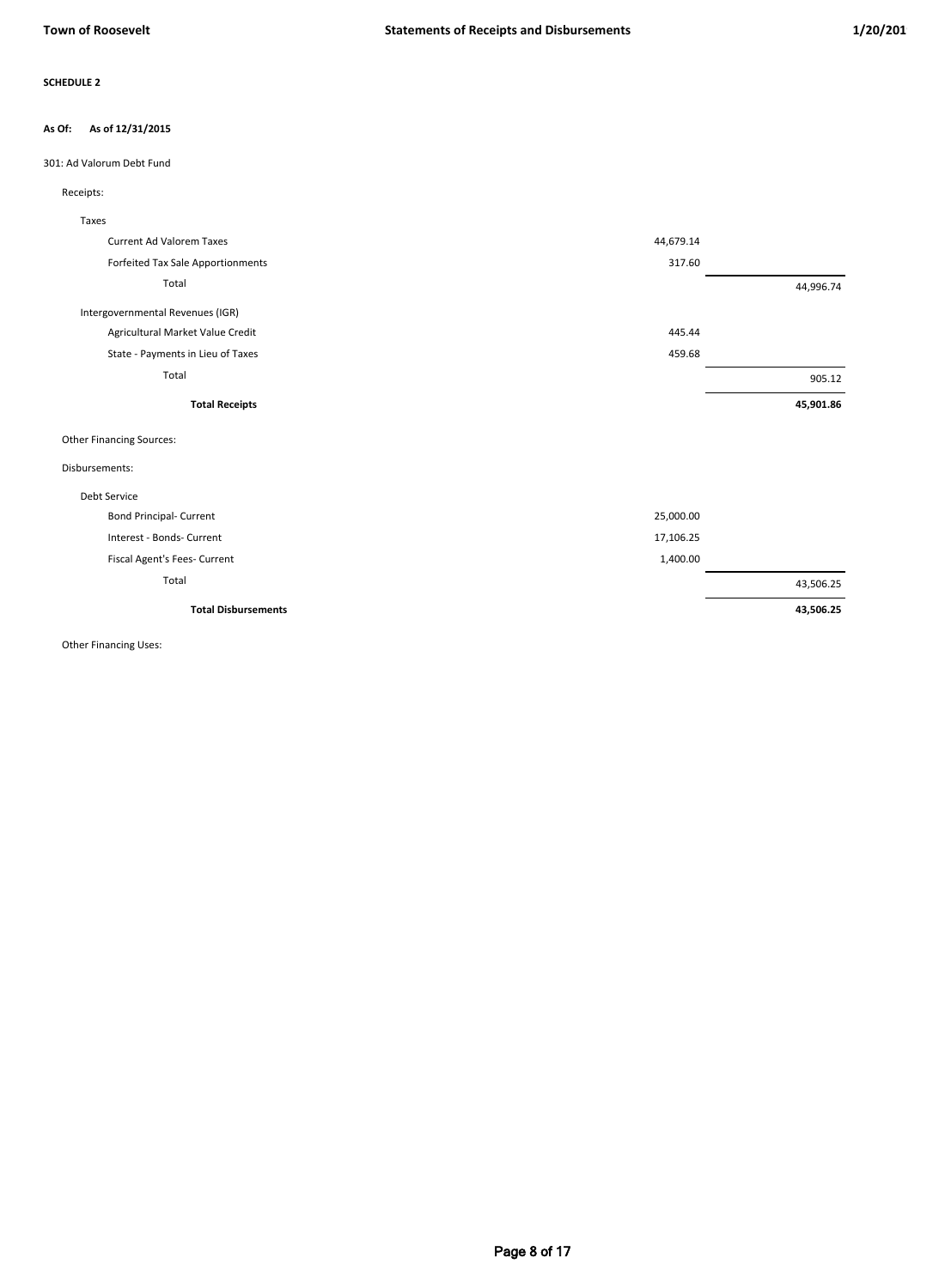**SCHEDULE 2**

**As Of: As of 12/31/2015**

301: Ad Valorum Debt Fund

| | | |
|---|---|---|
| Receipts: | | |
| Taxes | | |
| Current Ad Valorem Taxes | 44,679.14 | |
| Forfeited Tax Sale Apportionments | 317.60 | |
| Total | | 44,996.74 |
| Intergovernmental Revenues (IGR) | | |
| Agricultural Market Value Credit | 445.44 | |
| State - Payments in Lieu of Taxes | 459.68 | |
| Total | | 905.12 |
| **Total Receipts** | | **45,901.86** |
| Other Financing Sources: | | |
| Disbursements: | | |
| Debt Service | | |
| Bond Principal- Current | 25,000.00 | |
| Interest - Bonds- Current | 17,106.25 | |
| Fiscal Agent's Fees- Current | 1,400.00 | |
| Total | | 43,506.25 |
| **Total Disbursements** | | **43,506.25** |
| Other Financing Uses: | | |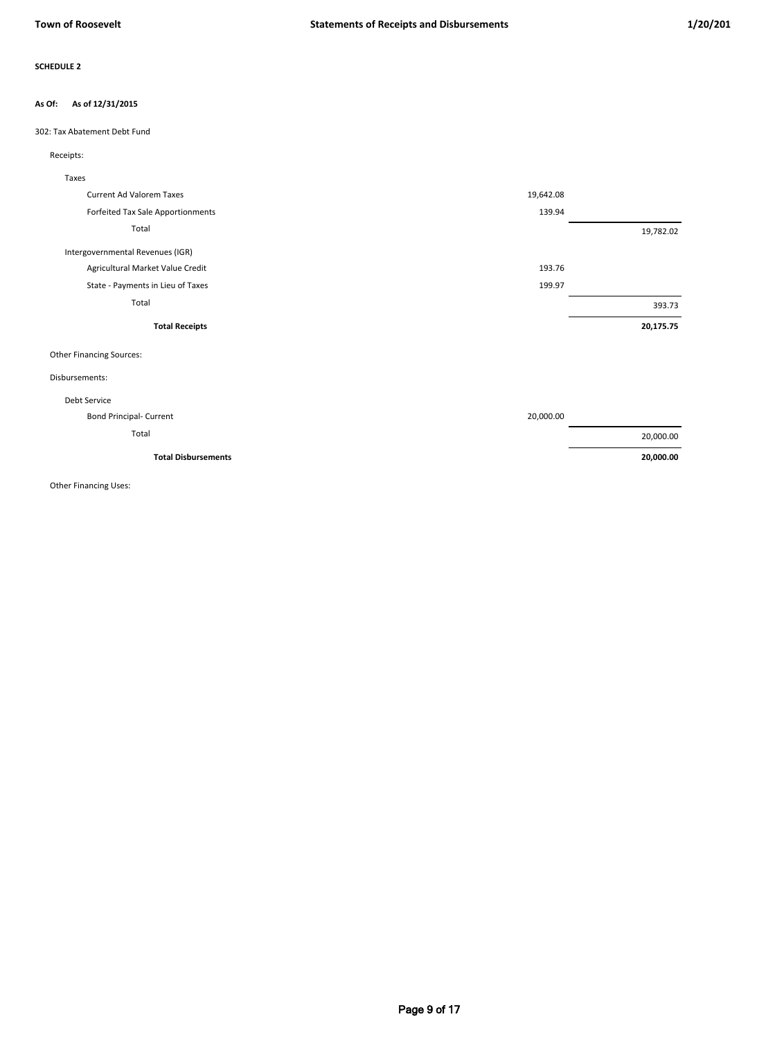**SCHEDULE 2**

**As Of: As of 12/31/2015**

302: Tax Abatement Debt Fund

| | | |
|---|---|---|
| Receipts: | | |
| Taxes | | |
| Current Ad Valorem Taxes | 19,642.08 | |
| Forfeited Tax Sale Apportionments | 139.94 | |
| Total | | 19,782.02 |
| Intergovernmental Revenues (IGR) | | |
| Agricultural Market Value Credit | 193.76 | |
| State - Payments in Lieu of Taxes | 199.97 | |
| Total | | 393.73 |
| **Total Receipts** | | **20,175.75** |
| Other Financing Sources: | | |
| Disbursements: | | |
| Debt Service | | |
| Bond Principal- Current | 20,000.00 | |
| Total | | 20,000.00 |
| **Total Disbursements** | | **20,000.00** |
| Other Financing Uses: | | |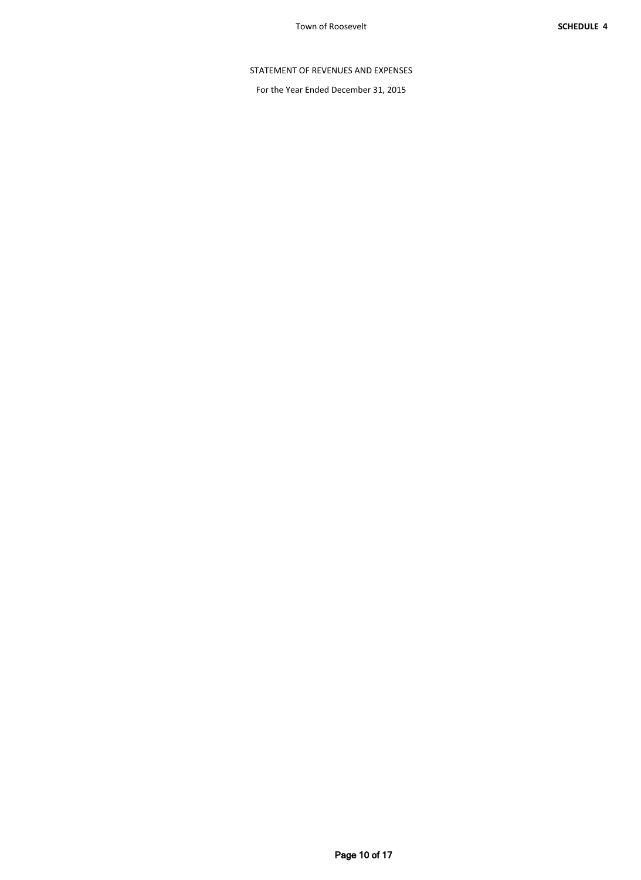Town of Roosevelt

**SCHEDULE 4**

STATEMENT OF REVENUES AND EXPENSES

For the Year Ended December 31, 2015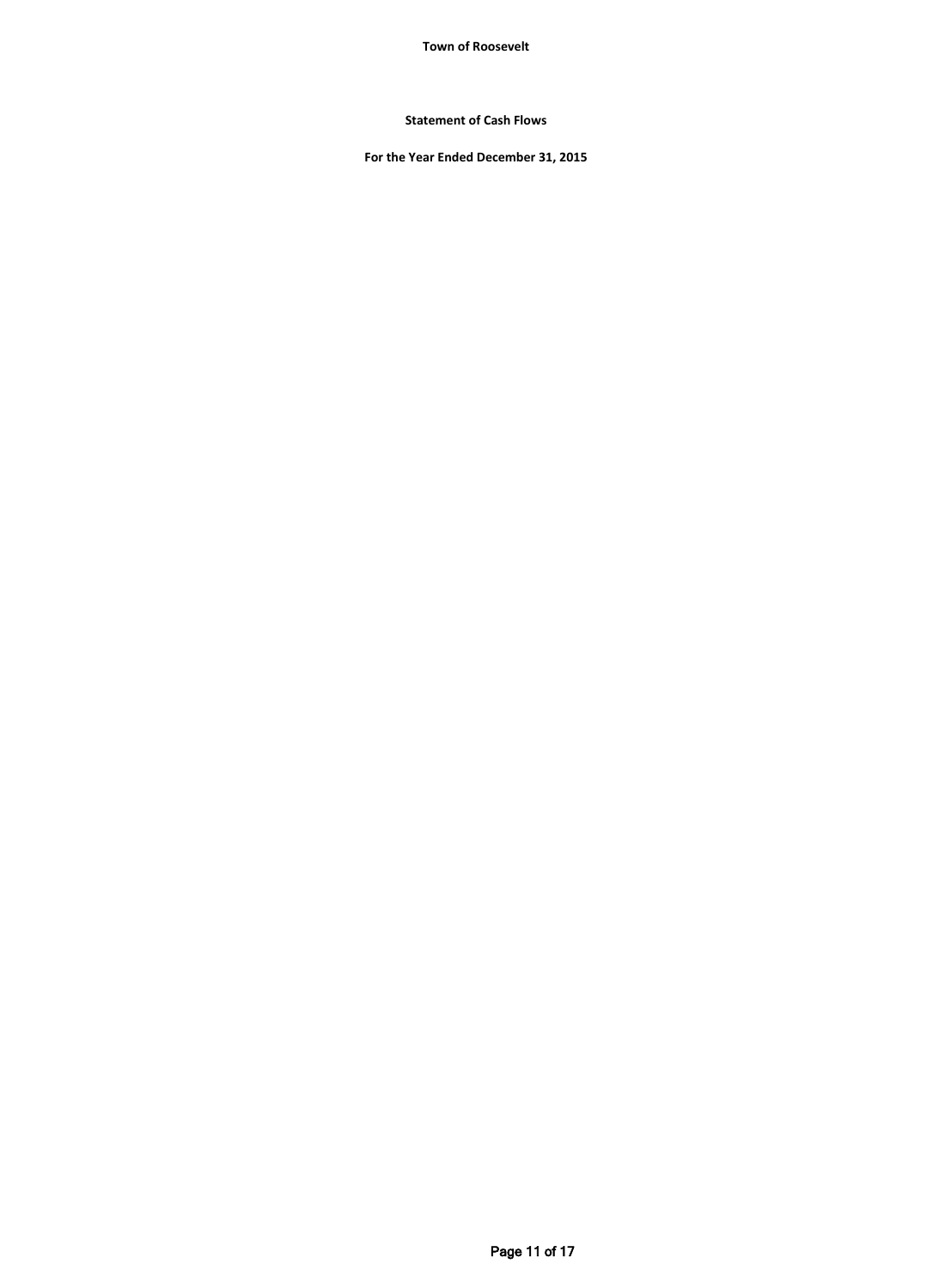**Town of Roosevelt**

**Statement of Cash Flows**

**For the Year Ended December 31, 2015**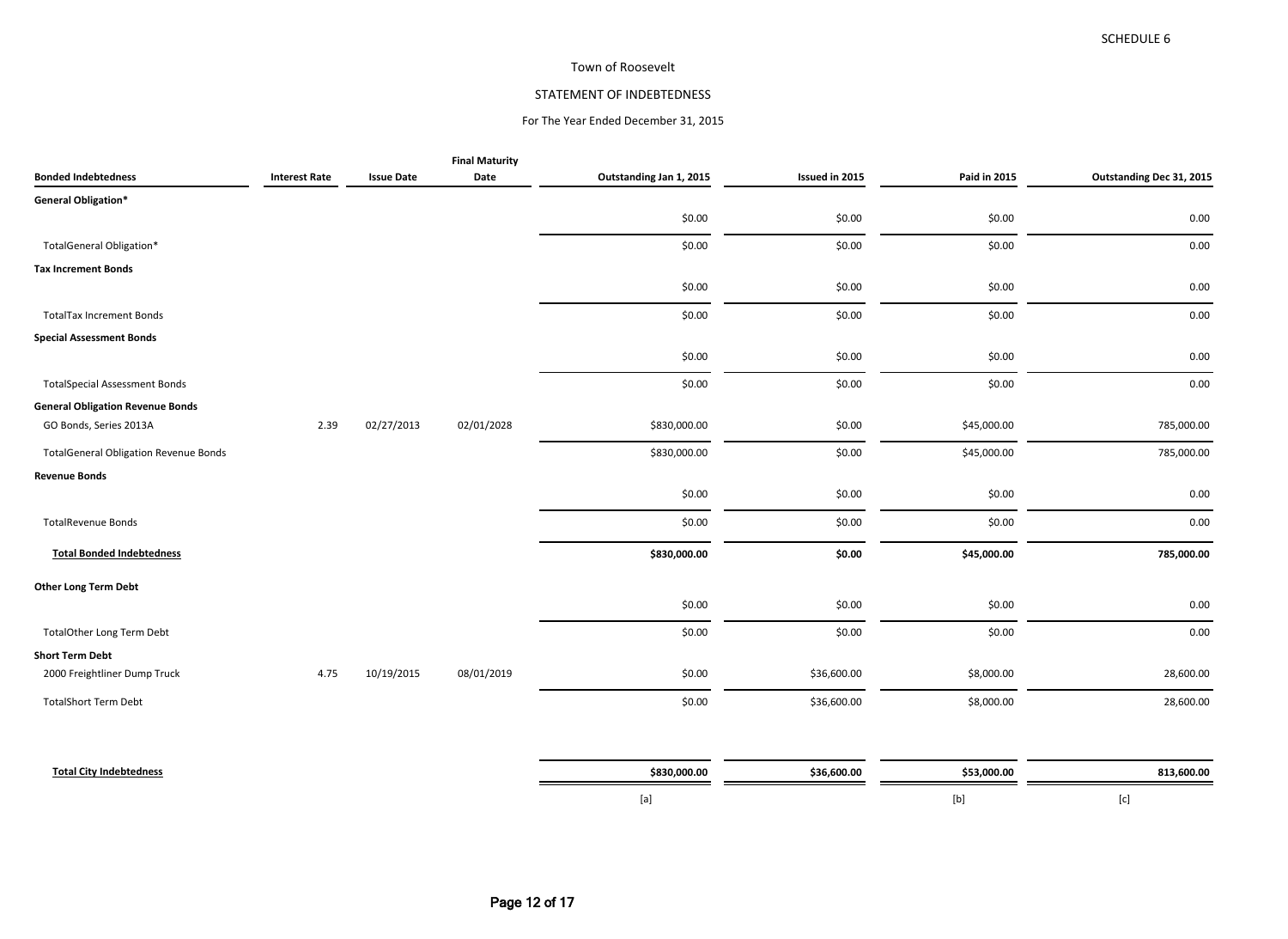SCHEDULE 6

# Town of Roosevelt

## STATEMENT OF INDEBTEDNESS

### For The Year Ended December 31, 2015

| Bonded Indebtedness | Interest Rate | Issue Date | Final Maturity Date | Outstanding Jan 1, 2015 | Issued in 2015 | Paid in 2015 | Outstanding Dec 31, 2015 |
|---|---|---|---|---|---|---|---|
| **General Obligation*** | | | | | | | |
| | | | | $0.00 | $0.00 | $0.00 | 0.00 |
| TotalGeneral Obligation* | | | | $0.00 | $0.00 | $0.00 | 0.00 |
| **Tax Increment Bonds** | | | | | | | |
| | | | | $0.00 | $0.00 | $0.00 | 0.00 |
| TotalTax Increment Bonds | | | | $0.00 | $0.00 | $0.00 | 0.00 |
| **Special Assessment Bonds** | | | | | | | |
| | | | | $0.00 | $0.00 | $0.00 | 0.00 |
| TotalSpecial Assessment Bonds | | | | $0.00 | $0.00 | $0.00 | 0.00 |
| **General Obligation Revenue Bonds** | | | | | | | |
| GO Bonds, Series 2013A | 2.39 | 02/27/2013 | 02/01/2028 | $830,000.00 | $0.00 | $45,000.00 | 785,000.00 |
| TotalGeneral Obligation Revenue Bonds | | | | $830,000.00 | $0.00 | $45,000.00 | 785,000.00 |
| **Revenue Bonds** | | | | | | | |
| | | | | $0.00 | $0.00 | $0.00 | 0.00 |
| TotalRevenue Bonds | | | | $0.00 | $0.00 | $0.00 | 0.00 |
| **Total Bonded Indebtedness** | | | | **$830,000.00** | **$0.00** | **$45,000.00** | **785,000.00** |
| **Other Long Term Debt** | | | | | | | |
| | | | | $0.00 | $0.00 | $0.00 | 0.00 |
| TotalOther Long Term Debt | | | | $0.00 | $0.00 | $0.00 | 0.00 |
| **Short Term Debt** | | | | | | | |
| 2000 Freightliner Dump Truck | 4.75 | 10/19/2015 | 08/01/2019 | $0.00 | $36,600.00 | $8,000.00 | 28,600.00 |
| TotalShort Term Debt | | | | $0.00 | $36,600.00 | $8,000.00 | 28,600.00 |
| **Total City Indebtedness** | | | | **$830,000.00** | **$36,600.00** | **$53,000.00** | **813,600.00** |
| | | | | [a] | | [b] | [c] |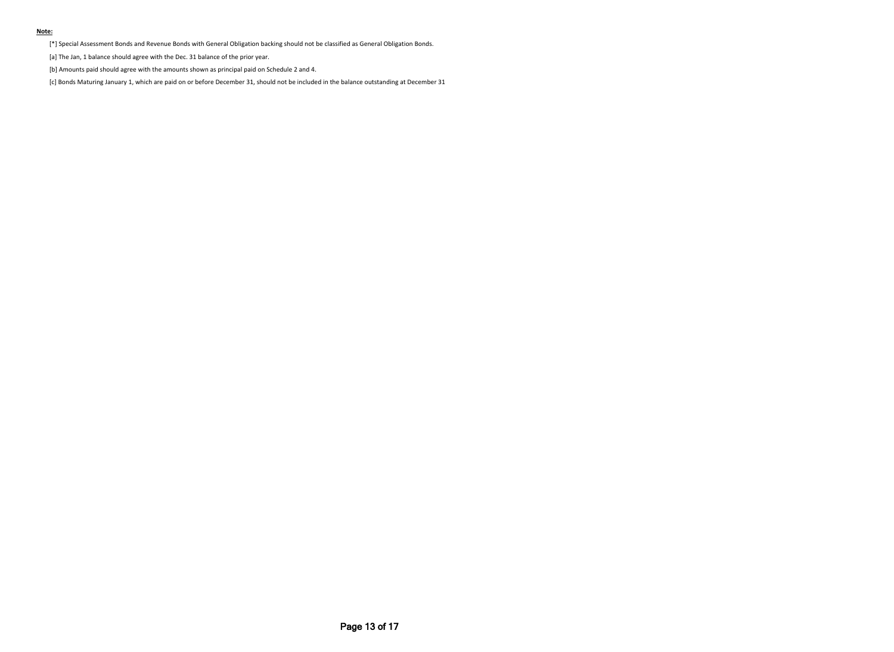**Note:**

[*] Special Assessment Bonds and Revenue Bonds with General Obligation backing should not be classified as General Obligation Bonds.

[a] The Jan, 1 balance should agree with the Dec. 31 balance of the prior year.

[b] Amounts paid should agree with the amounts shown as principal paid on Schedule 2 and 4.

[c] Bonds Maturing January 1, which are paid on or before December 31, should not be included in the balance outstanding at December 31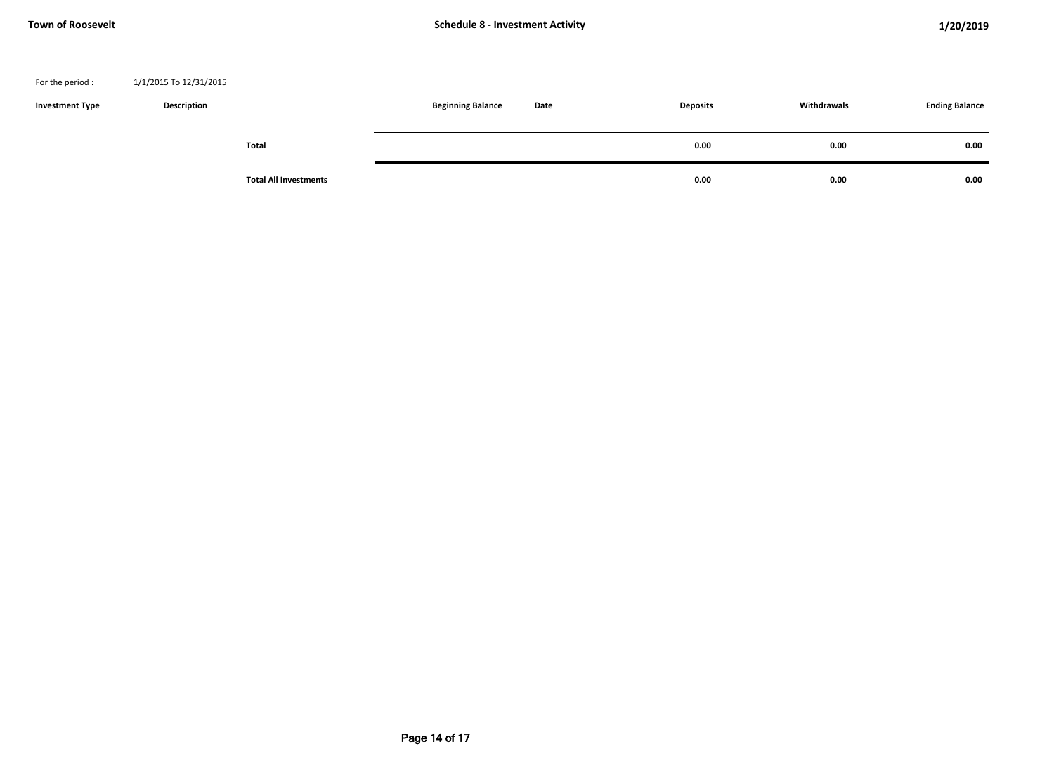**Town of Roosevelt** | **Schedule 8 - Investment Activity** | **1/20/2019**

For the period : 1/1/2015 To 12/31/2015

| Investment Type | Description | | Beginning Balance | Date | Deposits | Withdrawals | Ending Balance |
|---|---|---|---|---|---|---|---|
| | | **Total** | | | **0.00** | **0.00** | **0.00** |
| | | **Total All Investments** | | | **0.00** | **0.00** | **0.00** |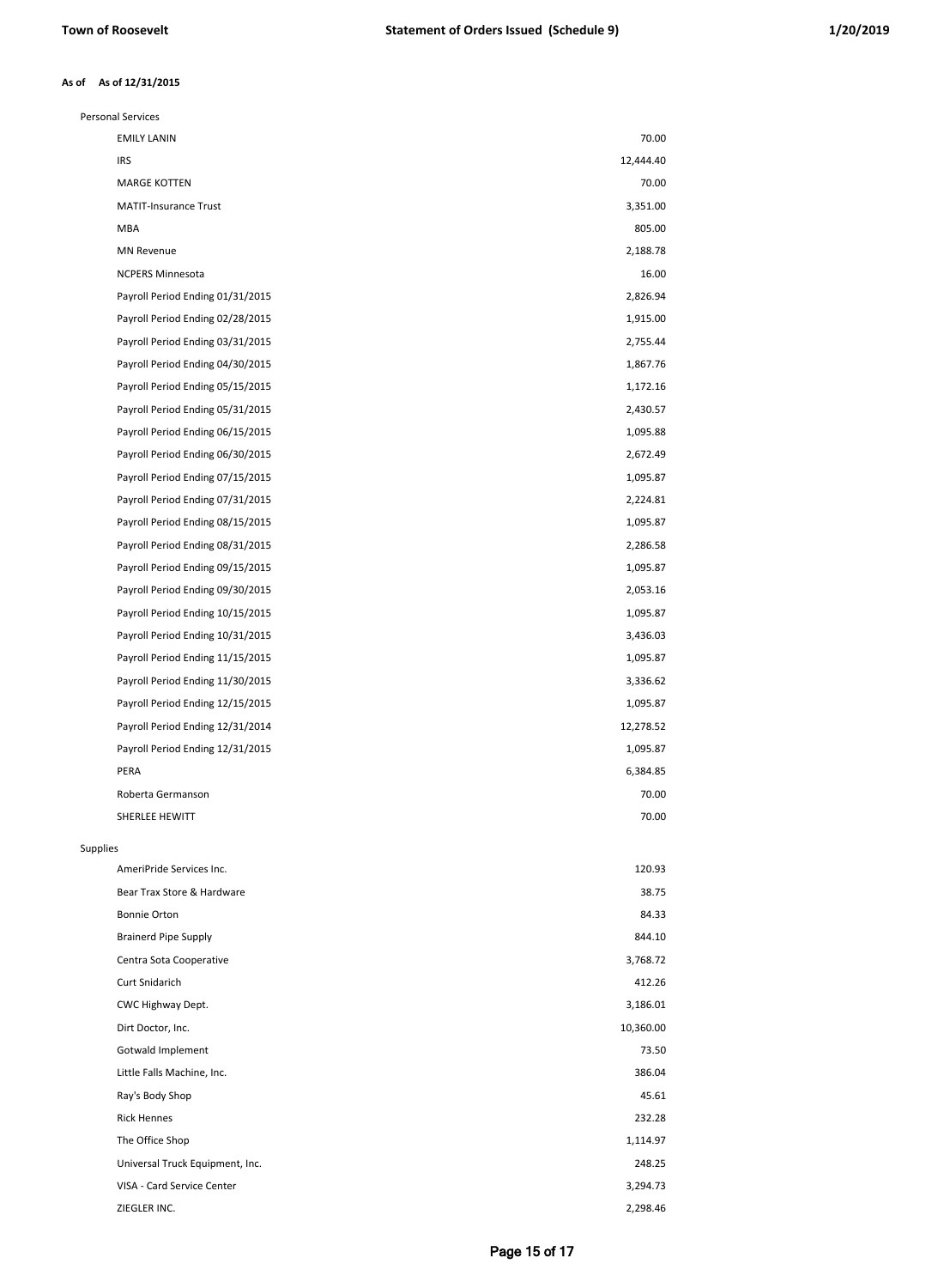**As of As of 12/31/2015**

| | |
|---|---:|
| **Personal Services** | |
| EMILY LANIN | 70.00 |
| IRS | 12,444.40 |
| MARGE KOTTEN | 70.00 |
| MATIT-Insurance Trust | 3,351.00 |
| MBA | 805.00 |
| MN Revenue | 2,188.78 |
| NCPERS Minnesota | 16.00 |
| Payroll Period Ending 01/31/2015 | 2,826.94 |
| Payroll Period Ending 02/28/2015 | 1,915.00 |
| Payroll Period Ending 03/31/2015 | 2,755.44 |
| Payroll Period Ending 04/30/2015 | 1,867.76 |
| Payroll Period Ending 05/15/2015 | 1,172.16 |
| Payroll Period Ending 05/31/2015 | 2,430.57 |
| Payroll Period Ending 06/15/2015 | 1,095.88 |
| Payroll Period Ending 06/30/2015 | 2,672.49 |
| Payroll Period Ending 07/15/2015 | 1,095.87 |
| Payroll Period Ending 07/31/2015 | 2,224.81 |
| Payroll Period Ending 08/15/2015 | 1,095.87 |
| Payroll Period Ending 08/31/2015 | 2,286.58 |
| Payroll Period Ending 09/15/2015 | 1,095.87 |
| Payroll Period Ending 09/30/2015 | 2,053.16 |
| Payroll Period Ending 10/15/2015 | 1,095.87 |
| Payroll Period Ending 10/31/2015 | 3,436.03 |
| Payroll Period Ending 11/15/2015 | 1,095.87 |
| Payroll Period Ending 11/30/2015 | 3,336.62 |
| Payroll Period Ending 12/15/2015 | 1,095.87 |
| Payroll Period Ending 12/31/2014 | 12,278.52 |
| Payroll Period Ending 12/31/2015 | 1,095.87 |
| PERA | 6,384.85 |
| Roberta Germanson | 70.00 |
| SHERLEE HEWITT | 70.00 |
| **Supplies** | |
| AmeriPride Services Inc. | 120.93 |
| Bear Trax Store & Hardware | 38.75 |
| Bonnie Orton | 84.33 |
| Brainerd Pipe Supply | 844.10 |
| Centra Sota Cooperative | 3,768.72 |
| Curt Snidarich | 412.26 |
| CWC Highway Dept. | 3,186.01 |
| Dirt Doctor, Inc. | 10,360.00 |
| Gotwald Implement | 73.50 |
| Little Falls Machine, Inc. | 386.04 |
| Ray's Body Shop | 45.61 |
| Rick Hennes | 232.28 |
| The Office Shop | 1,114.97 |
| Universal Truck Equipment, Inc. | 248.25 |
| VISA - Card Service Center | 3,294.73 |
| ZIEGLER INC. | 2,298.46 |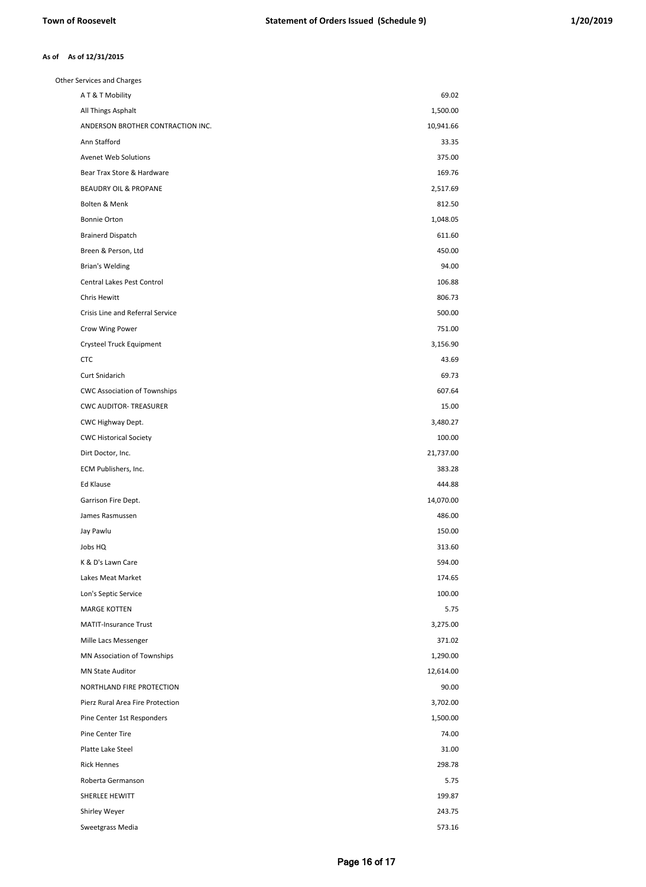**As of 12/31/2015**

Other Services and Charges

| Vendor | Amount |
| --- | --- |
| A T & T Mobility | 69.02 |
| All Things Asphalt | 1,500.00 |
| ANDERSON BROTHER CONTRACTION INC. | 10,941.66 |
| Ann Stafford | 33.35 |
| Avenet Web Solutions | 375.00 |
| Bear Trax Store & Hardware | 169.76 |
| BEAUDRY OIL & PROPANE | 2,517.69 |
| Bolten & Menk | 812.50 |
| Bonnie Orton | 1,048.05 |
| Brainerd Dispatch | 611.60 |
| Breen & Person, Ltd | 450.00 |
| Brian's Welding | 94.00 |
| Central Lakes Pest Control | 106.88 |
| Chris Hewitt | 806.73 |
| Crisis Line and Referral Service | 500.00 |
| Crow Wing Power | 751.00 |
| Crysteel Truck Equipment | 3,156.90 |
| CTC | 43.69 |
| Curt Snidarich | 69.73 |
| CWC Association of Townships | 607.64 |
| CWC AUDITOR- TREASURER | 15.00 |
| CWC Highway Dept. | 3,480.27 |
| CWC Historical Society | 100.00 |
| Dirt Doctor, Inc. | 21,737.00 |
| ECM Publishers, Inc. | 383.28 |
| Ed Klause | 444.88 |
| Garrison Fire Dept. | 14,070.00 |
| James Rasmussen | 486.00 |
| Jay Pawlu | 150.00 |
| Jobs HQ | 313.60 |
| K & D's Lawn Care | 594.00 |
| Lakes Meat Market | 174.65 |
| Lon's Septic Service | 100.00 |
| MARGE KOTTEN | 5.75 |
| MATIT-Insurance Trust | 3,275.00 |
| Mille Lacs Messenger | 371.02 |
| MN Association of Townships | 1,290.00 |
| MN State Auditor | 12,614.00 |
| NORTHLAND FIRE PROTECTION | 90.00 |
| Pierz Rural Area Fire Protection | 3,702.00 |
| Pine Center 1st Responders | 1,500.00 |
| Pine Center Tire | 74.00 |
| Platte Lake Steel | 31.00 |
| Rick Hennes | 298.78 |
| Roberta Germanson | 5.75 |
| SHERLEE HEWITT | 199.87 |
| Shirley Weyer | 243.75 |
| Sweetgrass Media | 573.16 |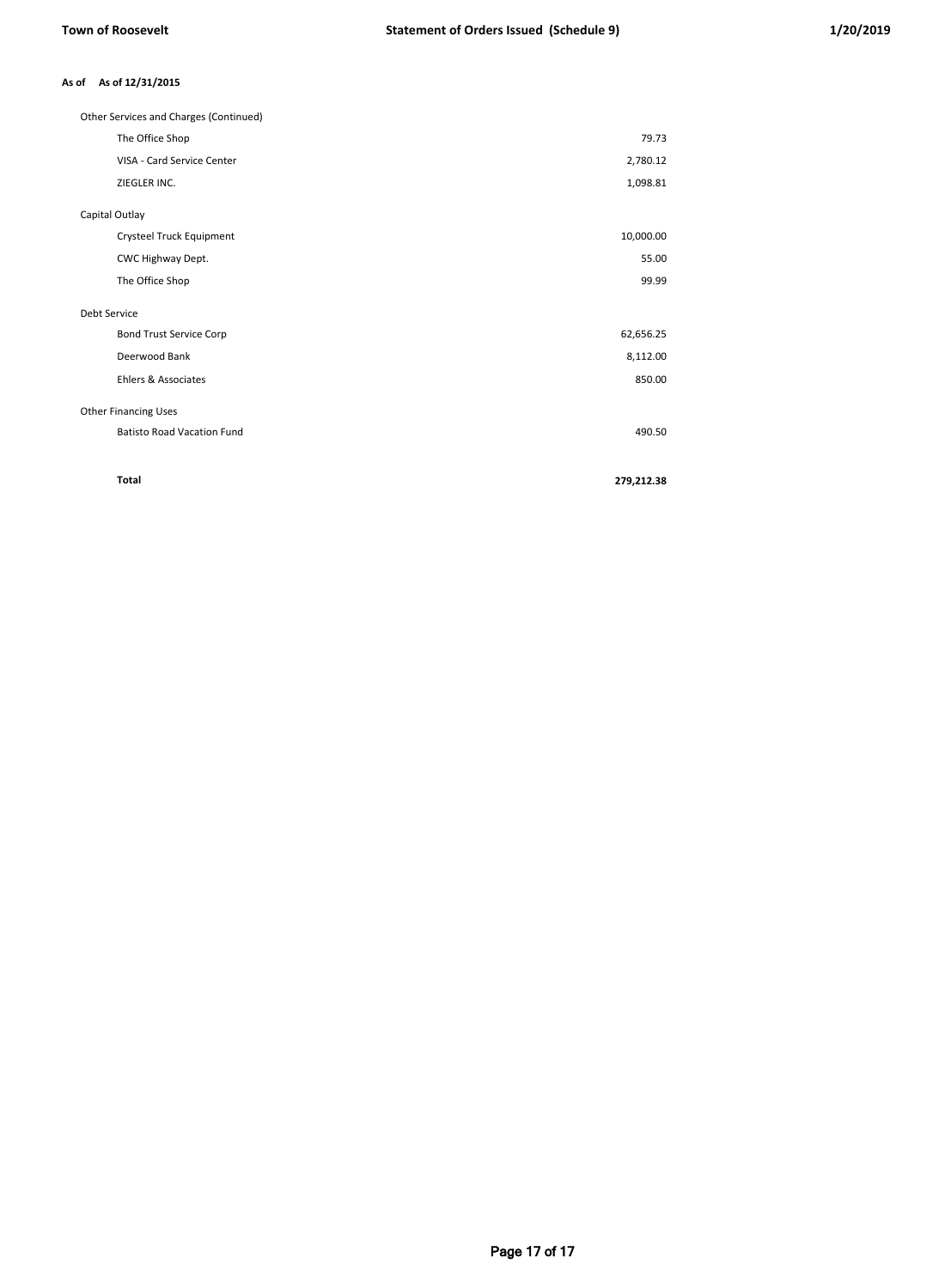As of As of 12/31/2015

| | |
|---|---|
| Other Services and Charges (Continued) | |
| The Office Shop | 79.73 |
| VISA - Card Service Center | 2,780.12 |
| ZIEGLER INC. | 1,098.81 |
| Capital Outlay | |
| Crysteel Truck Equipment | 10,000.00 |
| CWC Highway Dept. | 55.00 |
| The Office Shop | 99.99 |
| Debt Service | |
| Bond Trust Service Corp | 62,656.25 |
| Deerwood Bank | 8,112.00 |
| Ehlers & Associates | 850.00 |
| Other Financing Uses | |
| Batisto Road Vacation Fund | 490.50 |
| **Total** | **279,212.38** |